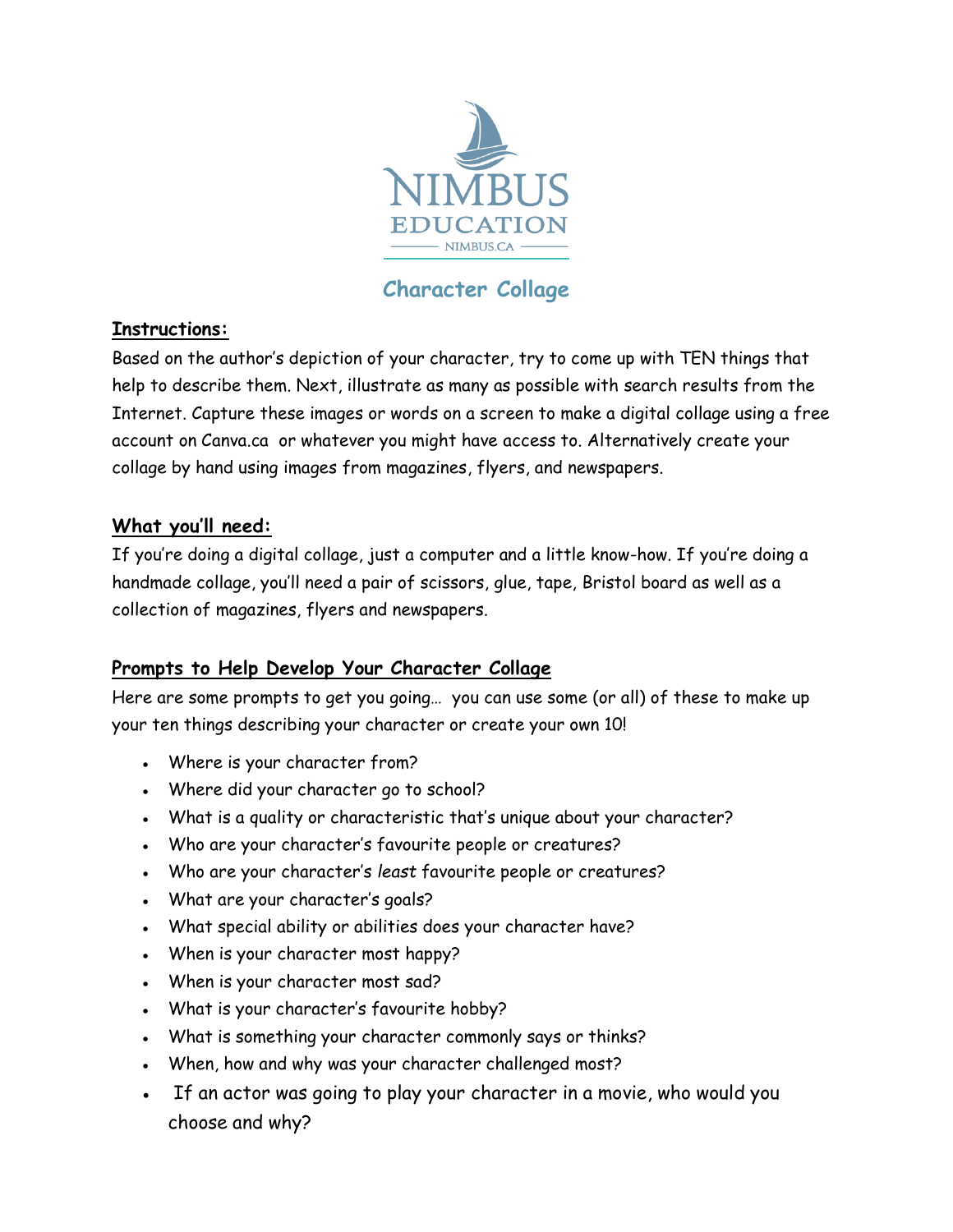NIMBUS EDUCATION
NIMBUS.CA

# Character Collage

## Instructions:

Based on the author's depiction of your character, try to come up with TEN things that help to describe them. Next, illustrate as many as possible with search results from the Internet. Capture these images or words on a screen to make a digital collage using a free account on Canva.ca or whatever you might have access to. Alternatively create your collage by hand using images from magazines, flyers, and newspapers.

## What you'll need:

If you're doing a digital collage, just a computer and a little know-how. If you're doing a handmade collage, you'll need a pair of scissors, glue, tape, Bristol board as well as a collection of magazines, flyers and newspapers.

## Prompts to Help Develop Your Character Collage

Here are some prompts to get you going… you can use some (or all) of these to make up your ten things describing your character or create your own 10!

- Where is your character from?
- Where did your character go to school?
- What is a quality or characteristic that's unique about your character?
- Who are your character's favourite people or creatures?
- Who are your character's *least* favourite people or creatures?
- What are your character's goals?
- What special ability or abilities does your character have?
- When is your character most happy?
- When is your character most sad?
- What is your character's favourite hobby?
- What is something your character commonly says or thinks?
- When, how and why was your character challenged most?
- If an actor was going to play your character in a movie, who would you choose and why?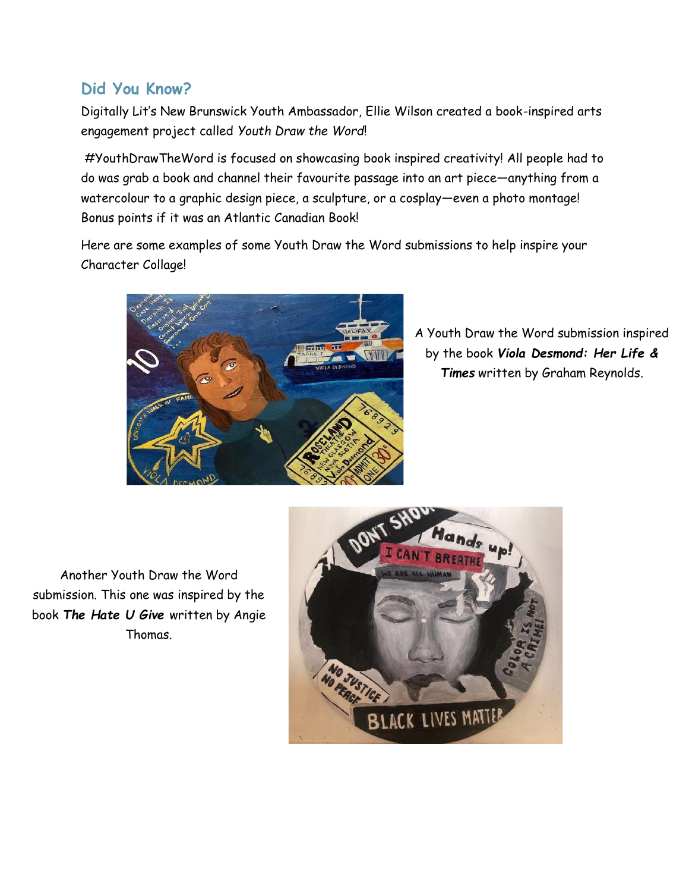## Did You Know?

Digitally Lit's New Brunswick Youth Ambassador, Ellie Wilson created a book-inspired arts engagement project called *Youth Draw the Word*!

#YouthDrawTheWord is focused on showcasing book inspired creativity! All people had to do was grab a book and channel their favourite passage into an art piece—anything from a watercolour to a graphic design piece, a sculpture, or a cosplay—even a photo montage! Bonus points if it was an Atlantic Canadian Book!

Here are some examples of some Youth Draw the Word submissions to help inspire your Character Collage!

A Youth Draw the Word submission inspired by the book ***Viola Desmond: Her Life & Times*** written by Graham Reynolds.

Another Youth Draw the Word submission. This one was inspired by the book ***The Hate U Give*** written by Angie Thomas.